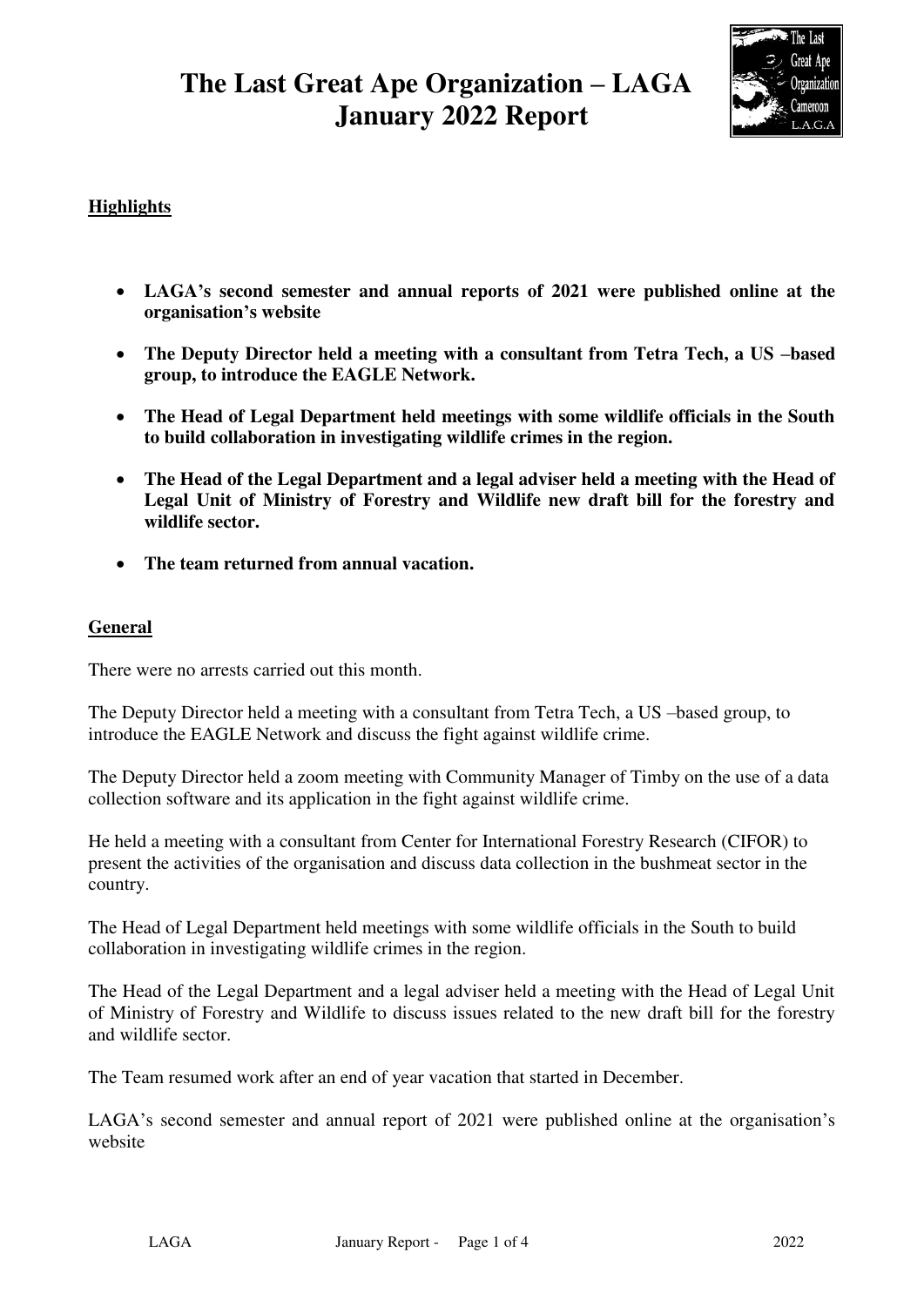# The Last Great Ape Organization – LAGA
# January 2022 Report

**Highlights**

- **LAGA's second semester and annual reports of 2021 were published online at the organisation's website**
- **The Deputy Director held a meeting with a consultant from Tetra Tech, a US –based group, to introduce the EAGLE Network.**
- **The Head of Legal Department held meetings with some wildlife officials in the South to build collaboration in investigating wildlife crimes in the region.**
- **The Head of the Legal Department and a legal adviser held a meeting with the Head of Legal Unit of Ministry of Forestry and Wildlife new draft bill for the forestry and wildlife sector.**
- **The team returned from annual vacation.**

**General**

There were no arrests carried out this month.

The Deputy Director held a meeting with a consultant from Tetra Tech, a US –based group, to introduce the EAGLE Network and discuss the fight against wildlife crime.

The Deputy Director held a zoom meeting with Community Manager of Timby on the use of a data collection software and its application in the fight against wildlife crime.

He held a meeting with a consultant from Center for International Forestry Research (CIFOR) to present the activities of the organisation and discuss data collection in the bushmeat sector in the country.

The Head of Legal Department held meetings with some wildlife officials in the South to build collaboration in investigating wildlife crimes in the region.

The Head of the Legal Department and a legal adviser held a meeting with the Head of Legal Unit of Ministry of Forestry and Wildlife to discuss issues related to the new draft bill for the forestry and wildlife sector.

The Team resumed work after an end of year vacation that started in December.

LAGA's second semester and annual report of 2021 were published online at the organisation's website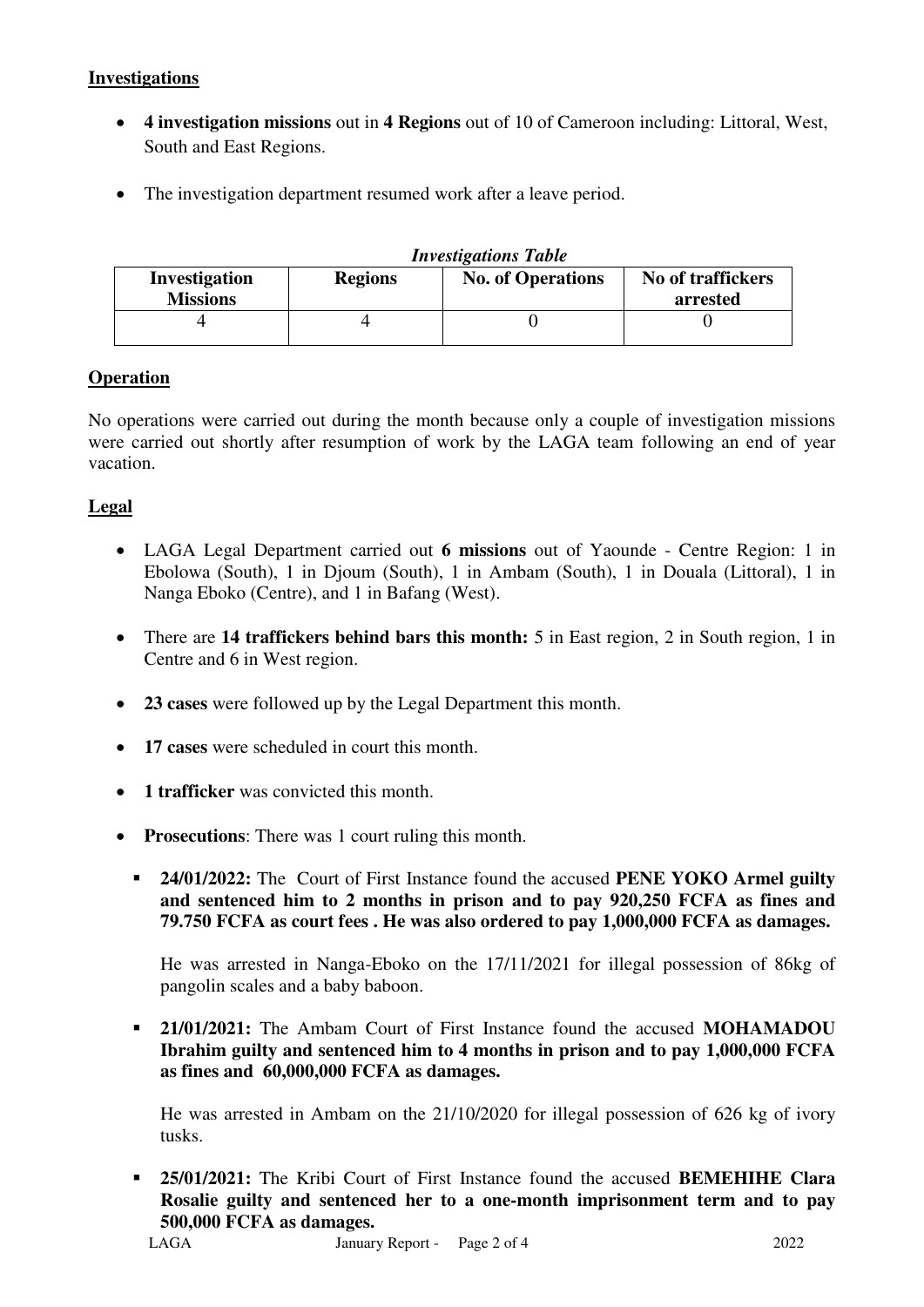**Investigations**

- **4 investigation missions** out in **4 Regions** out of 10 of Cameroon including: Littoral, West, South and East Regions.
- The investigation department resumed work after a leave period.

***Investigations Table***

| Investigation Missions | Regions | No. of Operations | No of traffickers arrested |
|---|---|---|---|
| 4 | 4 | 0 | 0 |

**Operation**

No operations were carried out during the month because only a couple of investigation missions were carried out shortly after resumption of work by the LAGA team following an end of year vacation.

**Legal**

- LAGA Legal Department carried out **6 missions** out of Yaounde - Centre Region: 1 in Ebolowa (South), 1 in Djoum (South), 1 in Ambam (South), 1 in Douala (Littoral), 1 in Nanga Eboko (Centre), and 1 in Bafang (West).
- There are **14 traffickers behind bars this month:** 5 in East region, 2 in South region, 1 in Centre and 6 in West region.
- **23 cases** were followed up by the Legal Department this month.
- **17 cases** were scheduled in court this month.
- **1 trafficker** was convicted this month.
- **Prosecutions**: There was 1 court ruling this month.
  - **24/01/2022:** The Court of First Instance found the accused **PENE YOKO Armel guilty and sentenced him to 2 months in prison and to pay 920,250 FCFA as fines and 79.750 FCFA as court fees . He was also ordered to pay 1,000,000 FCFA as damages.**

    He was arrested in Nanga-Eboko on the 17/11/2021 for illegal possession of 86kg of pangolin scales and a baby baboon.

  - **21/01/2021:** The Ambam Court of First Instance found the accused **MOHAMADOU Ibrahim guilty and sentenced him to 4 months in prison and to pay 1,000,000 FCFA as fines and 60,000,000 FCFA as damages.**

    He was arrested in Ambam on the 21/10/2020 for illegal possession of 626 kg of ivory tusks.

  - **25/01/2021:** The Kribi Court of First Instance found the accused **BEMEHIHE Clara Rosalie guilty and sentenced her to a one-month imprisonment term and to pay 500,000 FCFA as damages.**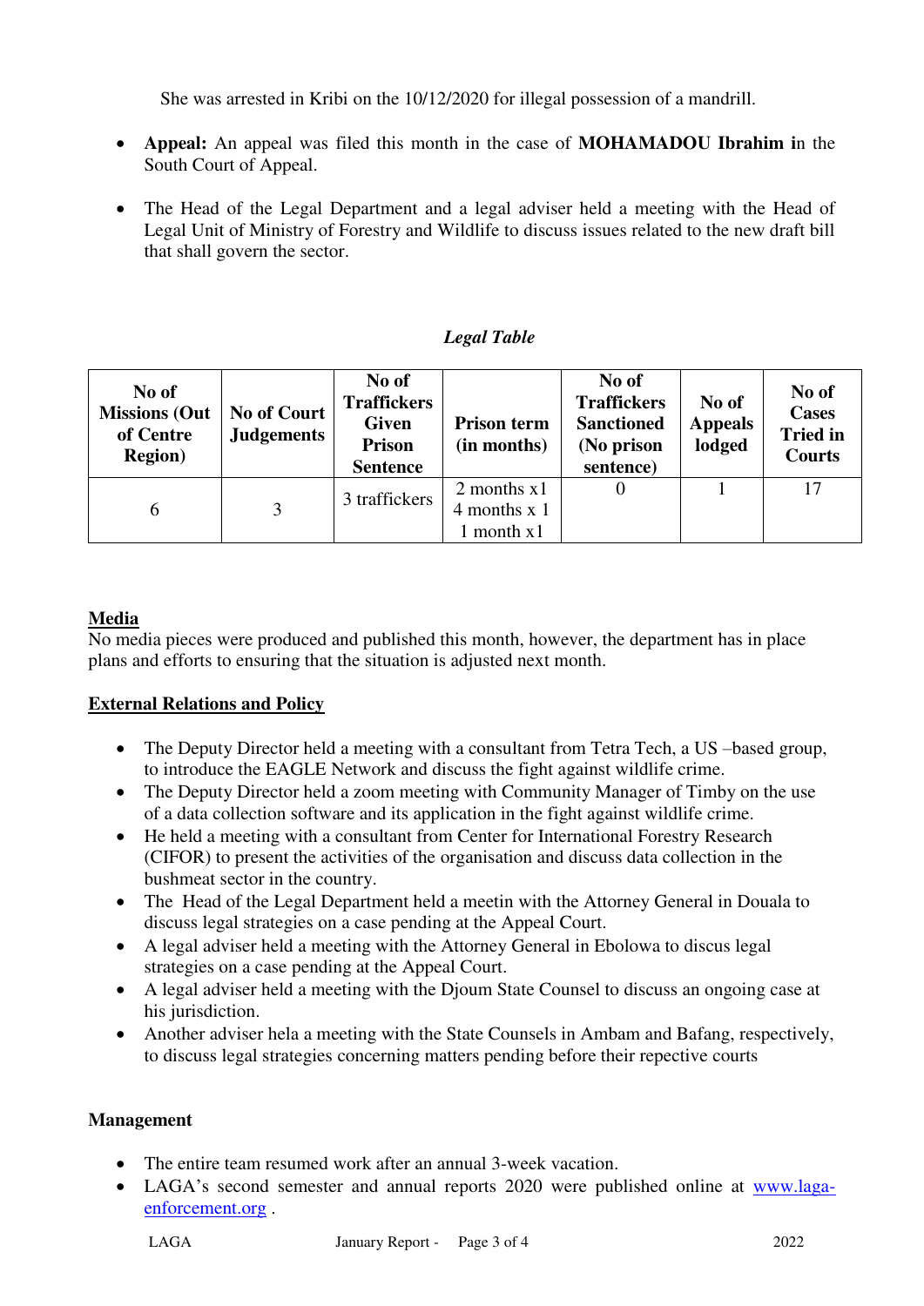She was arrested in Kribi on the 10/12/2020 for illegal possession of a mandrill.

- **Appeal:** An appeal was filed this month in the case of **MOHAMADOU Ibrahim i**n the South Court of Appeal.
- The Head of the Legal Department and a legal adviser held a meeting with the Head of Legal Unit of Ministry of Forestry and Wildlife to discuss issues related to the new draft bill that shall govern the sector.

***Legal Table***

| No of Missions (Out of Centre Region) | No of Court Judgements | No of Traffickers Given Prison Sentence | Prison term (in months) | No of Traffickers Sanctioned (No prison sentence) | No of Appeals lodged | No of Cases Tried in Courts |
|---|---|---|---|---|---|---|
| 6 | 3 | 3 traffickers | 2 months x1<br>4 months x 1<br>1 month x1 | 0 | 1 | 17 |

## Media

No media pieces were produced and published this month, however, the department has in place plans and efforts to ensuring that the situation is adjusted next month.

## External Relations and Policy

- The Deputy Director held a meeting with a consultant from Tetra Tech, a US –based group, to introduce the EAGLE Network and discuss the fight against wildlife crime.
- The Deputy Director held a zoom meeting with Community Manager of Timby on the use of a data collection software and its application in the fight against wildlife crime.
- He held a meeting with a consultant from Center for International Forestry Research (CIFOR) to present the activities of the organisation and discuss data collection in the bushmeat sector in the country.
- The Head of the Legal Department held a meetin with the Attorney General in Douala to discuss legal strategies on a case pending at the Appeal Court.
- A legal adviser held a meeting with the Attorney General in Ebolowa to discus legal strategies on a case pending at the Appeal Court.
- A legal adviser held a meeting with the Djoum State Counsel to discuss an ongoing case at his jurisdiction.
- Another adviser hela a meeting with the State Counsels in Ambam and Bafang, respectively, to discuss legal strategies concerning matters pending before their repective courts

## Management

- The entire team resumed work after an annual 3-week vacation.
- LAGA's second semester and annual reports 2020 were published online at [www.laga-enforcement.org](http://www.laga-enforcement.org) .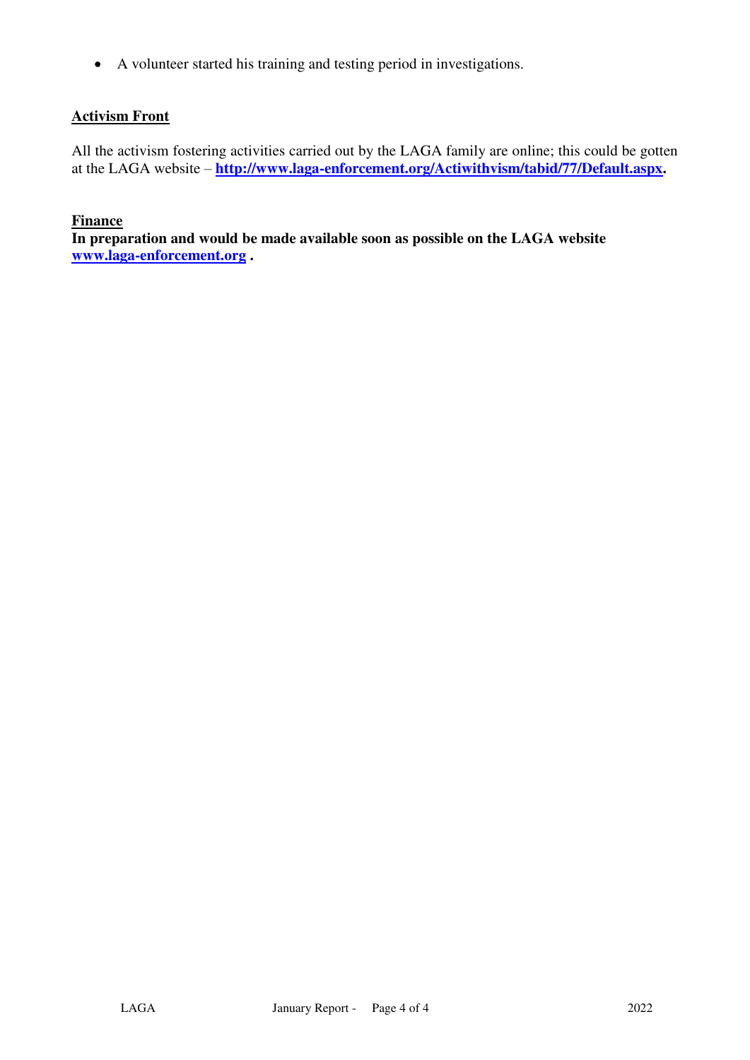- A volunteer started his training and testing period in investigations.

## Activism Front

All the activism fostering activities carried out by the LAGA family are online; this could be gotten at the LAGA website – **http://www.laga-enforcement.org/Actiwithvism/tabid/77/Default.aspx.**

## Finance

**In preparation and would be made available soon as possible on the LAGA website www.laga-enforcement.org .**